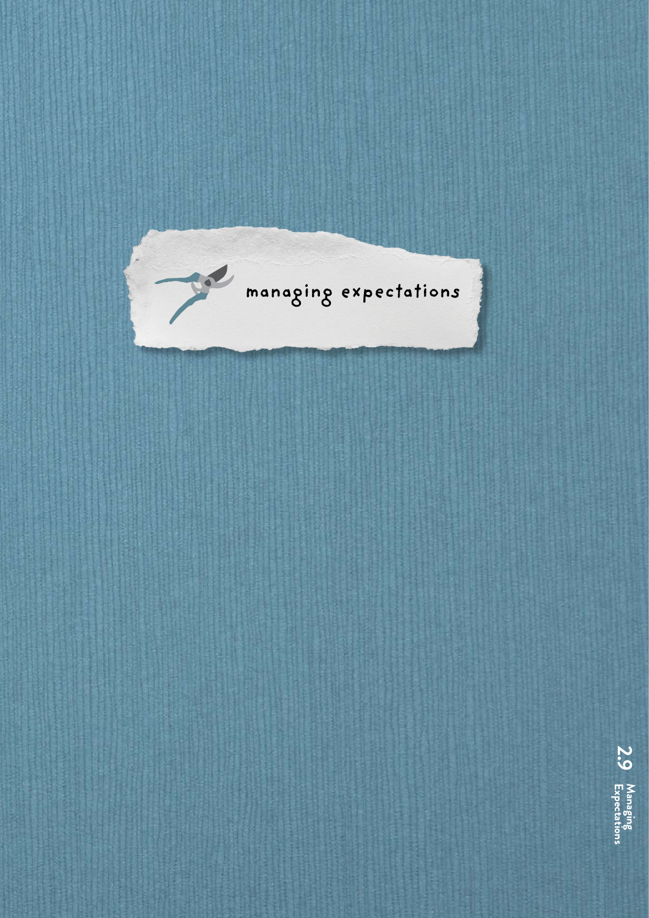# managing expectations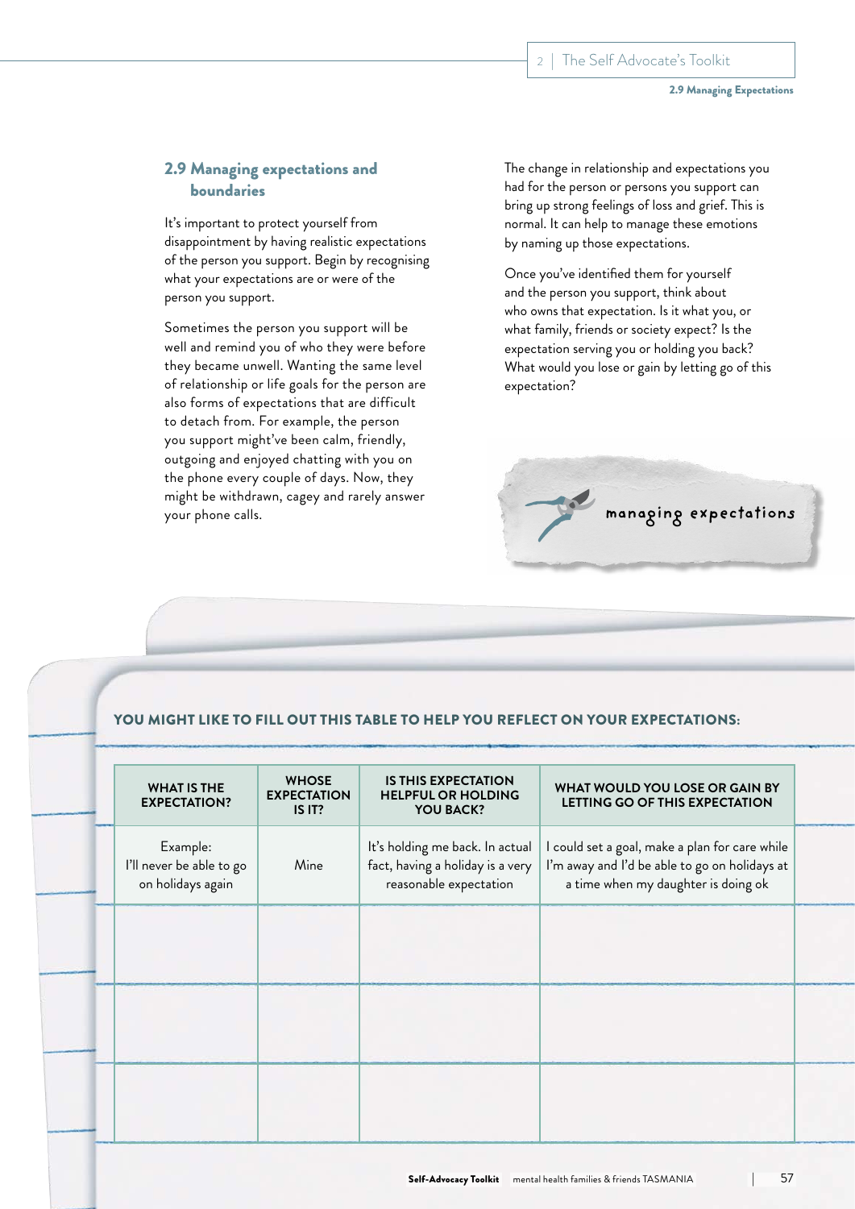## 2.9 Managing expectations and boundaries

It's important to protect yourself from disappointment by having realistic expectations of the person you support. Begin by recognising what your expectations are or were of the person you support.

Sometimes the person you support will be well and remind you of who they were before they became unwell. Wanting the same level of relationship or life goals for the person are also forms of expectations that are difficult to detach from. For example, the person you support might've been calm, friendly, outgoing and enjoyed chatting with you on the phone every couple of days. Now, they might be withdrawn, cagey and rarely answer your phone calls.

The change in relationship and expectations you had for the person or persons you support can bring up strong feelings of loss and grief. This is normal. It can help to manage these emotions by naming up those expectations.

Once you've identified them for yourself and the person you support, think about who owns that expectation. Is it what you, or what family, friends or society expect? Is the expectation serving you or holding you back? What would you lose or gain by letting go of this expectation?

managing expectations

**YOU MIGHT LIKE TO FILL OUT THIS TABLE TO HELP YOU REFLECT ON YOUR EXPECTATIONS:**

| WHAT IS THE EXPECTATION? | WHOSE EXPECTATION IS IT? | IS THIS EXPECTATION HELPFUL OR HOLDING YOU BACK? | WHAT WOULD YOU LOSE OR GAIN BY LETTING GO OF THIS EXPECTATION |
|---|---|---|---|
| Example: I'll never be able to go on holidays again | Mine | It's holding me back. In actual fact, having a holiday is a very reasonable expectation | I could set a goal, make a plan for care while I'm away and I'd be able to go on holidays at a time when my daughter is doing ok |
| | | | |
| | | | |
| | | | |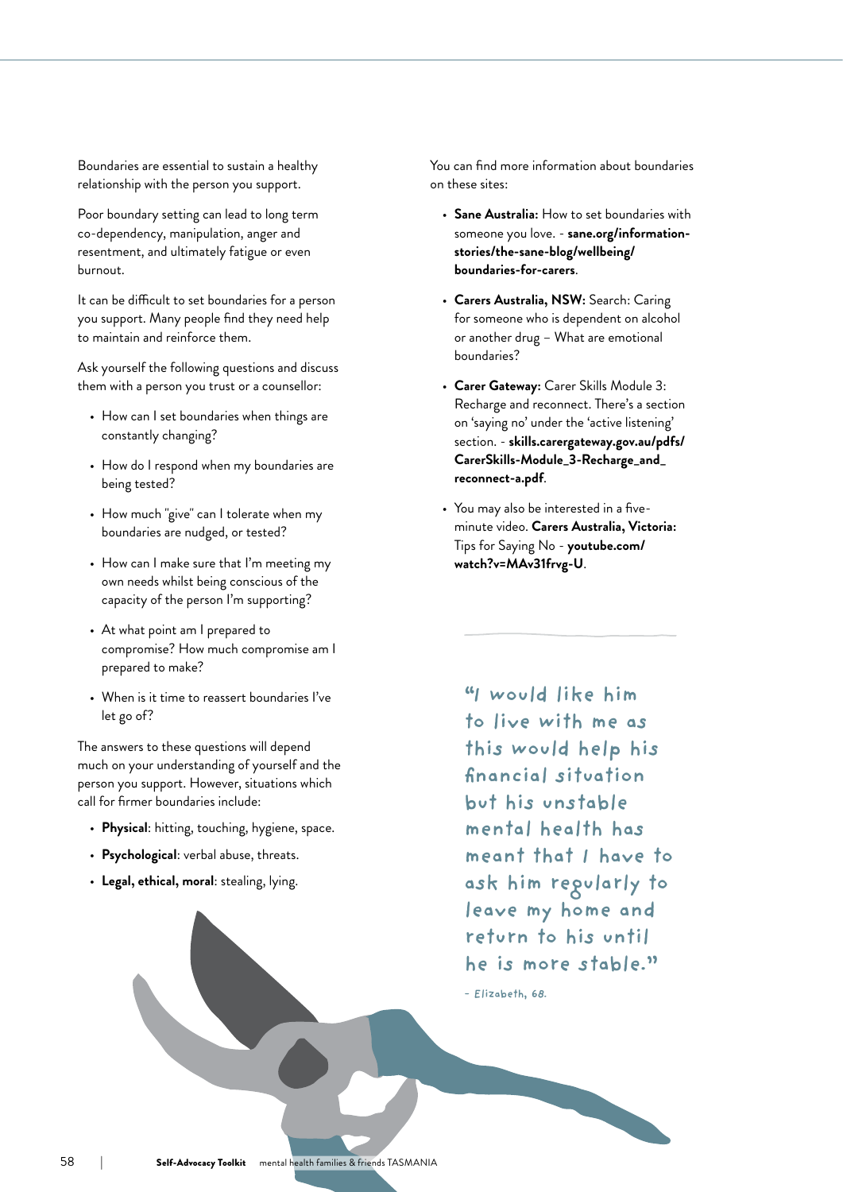Boundaries are essential to sustain a healthy relationship with the person you support.

Poor boundary setting can lead to long term co-dependency, manipulation, anger and resentment, and ultimately fatigue or even burnout.

It can be difficult to set boundaries for a person you support. Many people find they need help to maintain and reinforce them.

Ask yourself the following questions and discuss them with a person you trust or a counsellor:

- How can I set boundaries when things are constantly changing?
- How do I respond when my boundaries are being tested?
- How much "give" can I tolerate when my boundaries are nudged, or tested?
- How can I make sure that I'm meeting my own needs whilst being conscious of the capacity of the person I'm supporting?
- At what point am I prepared to compromise? How much compromise am I prepared to make?
- When is it time to reassert boundaries I've let go of?

The answers to these questions will depend much on your understanding of yourself and the person you support. However, situations which call for firmer boundaries include:

- **Physical**: hitting, touching, hygiene, space.
- **Psychological**: verbal abuse, threats.
- **Legal, ethical, moral**: stealing, lying.

You can find more information about boundaries on these sites:

- **Sane Australia:** How to set boundaries with someone you love. - **sane.org/information-stories/the-sane-blog/wellbeing/boundaries-for-carers**.
- **Carers Australia, NSW:** Search: Caring for someone who is dependent on alcohol or another drug – What are emotional boundaries?
- **Carer Gateway:** Carer Skills Module 3: Recharge and reconnect. There's a section on 'saying no' under the 'active listening' section. - **skills.carergateway.gov.au/pdfs/CarerSkills-Module_3-Recharge_and_reconnect-a.pdf**.
- You may also be interested in a five-minute video. **Carers Australia, Victoria:** Tips for Saying No - **youtube.com/watch?v=MAv31frvg-U**.

"I would like him to live with me as this would help his financial situation but his unstable mental health has meant that I have to ask him regularly to leave my home and return to his until he is more stable."

– Elizabeth, 68.